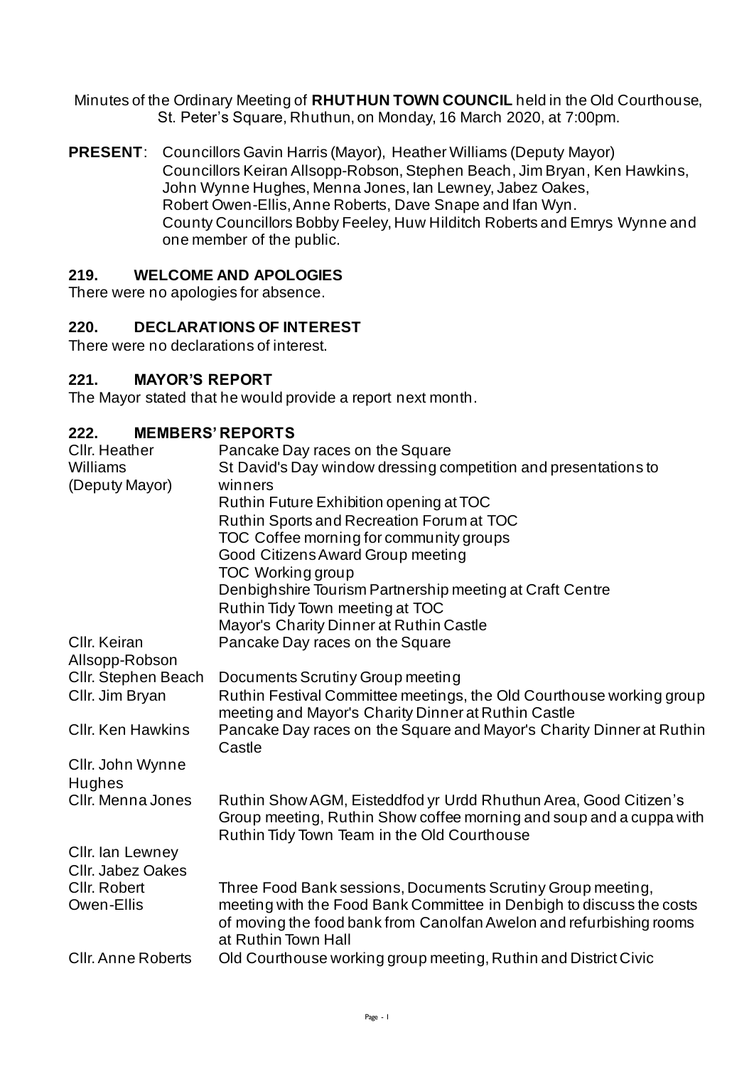Minutes of the Ordinary Meeting of **RHUTHUN TOWN COUNCIL** held in the Old Courthouse, St. Peter's Square, Rhuthun, on Monday, 16 March 2020, at 7:00pm.

**PRESENT**: Councillors Gavin Harris (Mayor), Heather Williams (Deputy Mayor) Councillors Keiran Allsopp-Robson, Stephen Beach, Jim Bryan, Ken Hawkins, John Wynne Hughes, Menna Jones, Ian Lewney, Jabez Oakes, Robert Owen-Ellis, Anne Roberts, Dave Snape and Ifan Wyn. County Councillors Bobby Feeley, Huw Hilditch Roberts and Emrys Wynne and one member of the public.

## 219. WELCOME AND APOLOGIES

There were no apologies for absence.

## 220. DECLARATIONS OF INTEREST

There were no declarations of interest.

## 221. MAYOR'S REPORT

The Mayor stated that he would provide a report next month.

## 222. MEMBERS' REPORTS

| | |
|---|---|
| Cllr. Heather Williams (Deputy Mayor) | Pancake Day races on the Square<br>St David's Day window dressing competition and presentations to winners<br>Ruthin Future Exhibition opening at TOC<br>Ruthin Sports and Recreation Forum at TOC<br>TOC Coffee morning for community groups<br>Good Citizens Award Group meeting<br>TOC Working group<br>Denbighshire Tourism Partnership meeting at Craft Centre<br>Ruthin Tidy Town meeting at TOC<br>Mayor's Charity Dinner at Ruthin Castle |
| Cllr. Keiran Allsopp-Robson | Pancake Day races on the Square |
| Cllr. Stephen Beach | Documents Scrutiny Group meeting |
| Cllr. Jim Bryan | Ruthin Festival Committee meetings, the Old Courthouse working group meeting and Mayor's Charity Dinner at Ruthin Castle |
| Cllr. Ken Hawkins | Pancake Day races on the Square and Mayor's Charity Dinner at Ruthin Castle |
| Cllr. John Wynne Hughes | |
| Cllr. Menna Jones | Ruthin Show AGM, Eisteddfod yr Urdd Rhuthun Area, Good Citizen's Group meeting, Ruthin Show coffee morning and soup and a cuppa with Ruthin Tidy Town Team in the Old Courthouse |
| Cllr. Ian Lewney | |
| Cllr. Jabez Oakes | |
| Cllr. Robert Owen-Ellis | Three Food Bank sessions, Documents Scrutiny Group meeting, meeting with the Food Bank Committee in Denbigh to discuss the costs of moving the food bank from Canolfan Awelon and refurbishing rooms at Ruthin Town Hall |
| Cllr. Anne Roberts | Old Courthouse working group meeting, Ruthin and District Civic |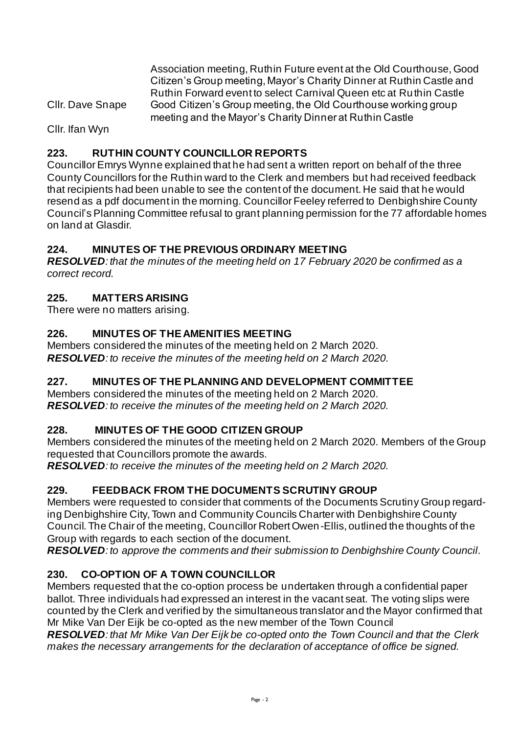Association meeting, Ruthin Future event at the Old Courthouse, Good Citizen's Group meeting, Mayor's Charity Dinner at Ruthin Castle and Ruthin Forward event to select Carnival Queen etc at Ruthin Castle

Cllr. Dave Snape  Good Citizen's Group meeting, the Old Courthouse working group meeting and the Mayor's Charity Dinner at Ruthin Castle

Cllr. Ifan Wyn

## 223. RUTHIN COUNTY COUNCILLOR REPORTS

Councillor Emrys Wynne explained that he had sent a written report on behalf of the three County Councillors for the Ruthin ward to the Clerk and members but had received feedback that recipients had been unable to see the content of the document. He said that he would resend as a pdf document in the morning. Councillor Feeley referred to Denbighshire County Council's Planning Committee refusal to grant planning permission for the 77 affordable homes on land at Glasdir.

## 224. MINUTES OF THE PREVIOUS ORDINARY MEETING

***RESOLVED****: that the minutes of the meeting held on 17 February 2020 be confirmed as a correct record.*

## 225. MATTERS ARISING

There were no matters arising.

## 226. MINUTES OF THE AMENITIES MEETING

Members considered the minutes of the meeting held on 2 March 2020.
***RESOLVED****: to receive the minutes of the meeting held on 2 March 2020.*

## 227. MINUTES OF THE PLANNING AND DEVELOPMENT COMMITTEE

Members considered the minutes of the meeting held on 2 March 2020.
***RESOLVED****: to receive the minutes of the meeting held on 2 March 2020.*

## 228. MINUTES OF THE GOOD CITIZEN GROUP

Members considered the minutes of the meeting held on 2 March 2020. Members of the Group requested that Councillors promote the awards.
***RESOLVED****: to receive the minutes of the meeting held on 2 March 2020.*

## 229. FEEDBACK FROM THE DOCUMENTS SCRUTINY GROUP

Members were requested to consider that comments of the Documents Scrutiny Group regarding Denbighshire City, Town and Community Councils Charter with Denbighshire County Council. The Chair of the meeting, Councillor Robert Owen-Ellis, outlined the thoughts of the Group with regards to each section of the document.
***RESOLVED****: to approve the comments and their submission to Denbighshire County Council.*

## 230. CO-OPTION OF A TOWN COUNCILLOR

Members requested that the co-option process be undertaken through a confidential paper ballot. Three individuals had expressed an interest in the vacant seat. The voting slips were counted by the Clerk and verified by the simultaneous translator and the Mayor confirmed that Mr Mike Van Der Eijk be co-opted as the new member of the Town Council
***RESOLVED****: that Mr Mike Van Der Eijk be co-opted onto the Town Council and that the Clerk makes the necessary arrangements for the declaration of acceptance of office be signed.*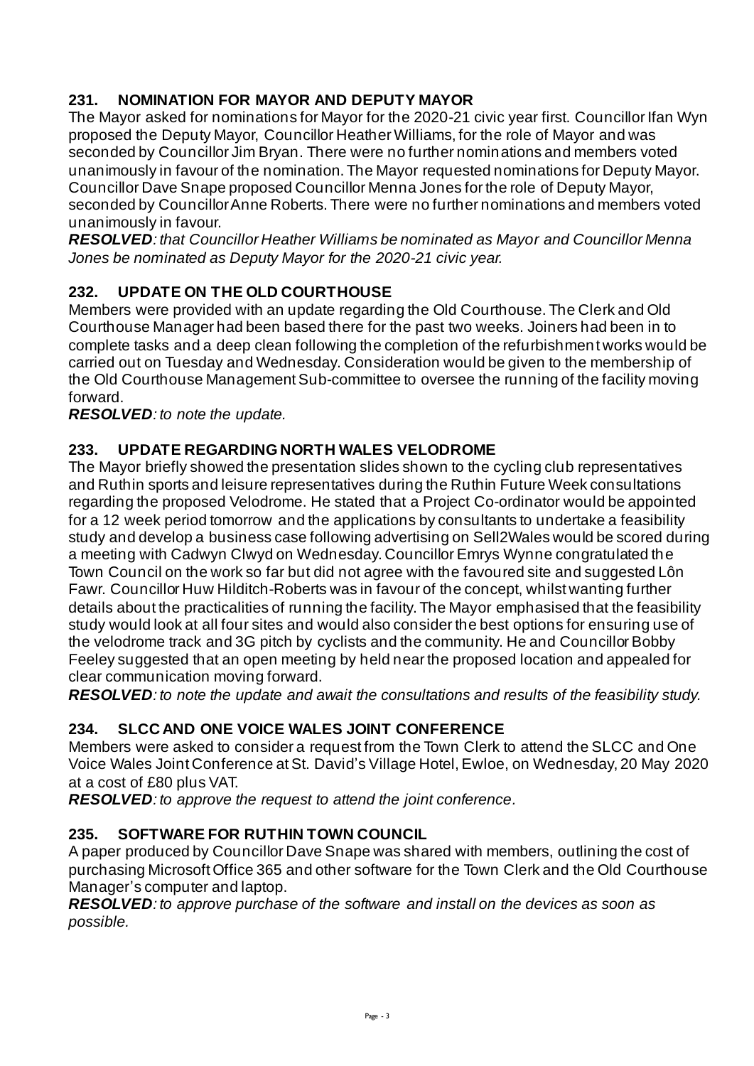## 231. NOMINATION FOR MAYOR AND DEPUTY MAYOR

The Mayor asked for nominations for Mayor for the 2020-21 civic year first. Councillor Ifan Wyn proposed the Deputy Mayor, Councillor Heather Williams, for the role of Mayor and was seconded by Councillor Jim Bryan. There were no further nominations and members voted unanimously in favour of the nomination. The Mayor requested nominations for Deputy Mayor. Councillor Dave Snape proposed Councillor Menna Jones for the role of Deputy Mayor, seconded by Councillor Anne Roberts. There were no further nominations and members voted unanimously in favour.

***RESOLVED**: that Councillor Heather Williams be nominated as Mayor and Councillor Menna Jones be nominated as Deputy Mayor for the 2020-21 civic year.*

## 232. UPDATE ON THE OLD COURTHOUSE

Members were provided with an update regarding the Old Courthouse. The Clerk and Old Courthouse Manager had been based there for the past two weeks. Joiners had been in to complete tasks and a deep clean following the completion of the refurbishment works would be carried out on Tuesday and Wednesday. Consideration would be given to the membership of the Old Courthouse Management Sub-committee to oversee the running of the facility moving forward.

***RESOLVED**: to note the update.*

## 233. UPDATE REGARDING NORTH WALES VELODROME

The Mayor briefly showed the presentation slides shown to the cycling club representatives and Ruthin sports and leisure representatives during the Ruthin Future Week consultations regarding the proposed Velodrome. He stated that a Project Co-ordinator would be appointed for a 12 week period tomorrow and the applications by consultants to undertake a feasibility study and develop a business case following advertising on Sell2Wales would be scored during a meeting with Cadwyn Clwyd on Wednesday. Councillor Emrys Wynne congratulated the Town Council on the work so far but did not agree with the favoured site and suggested Lôn Fawr. Councillor Huw Hilditch-Roberts was in favour of the concept, whilst wanting further details about the practicalities of running the facility. The Mayor emphasised that the feasibility study would look at all four sites and would also consider the best options for ensuring use of the velodrome track and 3G pitch by cyclists and the community. He and Councillor Bobby Feeley suggested that an open meeting by held near the proposed location and appealed for clear communication moving forward.

***RESOLVED**: to note the update and await the consultations and results of the feasibility study.*

## 234. SLCC AND ONE VOICE WALES JOINT CONFERENCE

Members were asked to consider a request from the Town Clerk to attend the SLCC and One Voice Wales Joint Conference at St. David's Village Hotel, Ewloe, on Wednesday, 20 May 2020 at a cost of £80 plus VAT.

***RESOLVED**: to approve the request to attend the joint conference.*

## 235. SOFTWARE FOR RUTHIN TOWN COUNCIL

A paper produced by Councillor Dave Snape was shared with members, outlining the cost of purchasing Microsoft Office 365 and other software for the Town Clerk and the Old Courthouse Manager's computer and laptop.

***RESOLVED**: to approve purchase of the software and install on the devices as soon as possible.*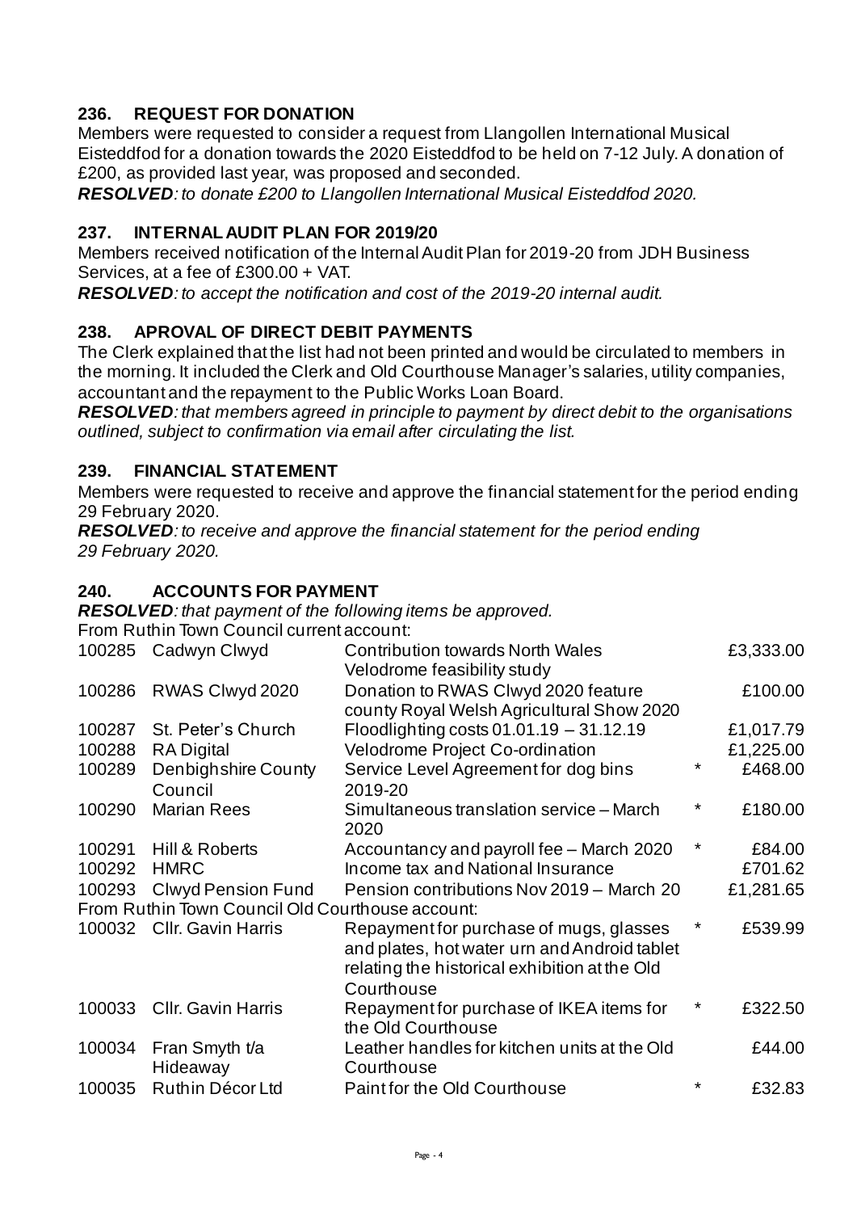## 236. REQUEST FOR DONATION

Members were requested to consider a request from Llangollen International Musical Eisteddfod for a donation towards the 2020 Eisteddfod to be held on 7-12 July. A donation of £200, as provided last year, was proposed and seconded.

***RESOLVED****: to donate £200 to Llangollen International Musical Eisteddfod 2020.*

## 237. INTERNAL AUDIT PLAN FOR 2019/20

Members received notification of the Internal Audit Plan for 2019-20 from JDH Business Services, at a fee of £300.00 + VAT.

***RESOLVED****: to accept the notification and cost of the 2019-20 internal audit.*

## 238. APROVAL OF DIRECT DEBIT PAYMENTS

The Clerk explained that the list had not been printed and would be circulated to members in the morning. It included the Clerk and Old Courthouse Manager's salaries, utility companies, accountant and the repayment to the Public Works Loan Board.

***RESOLVED****: that members agreed in principle to payment by direct debit to the organisations outlined, subject to confirmation via email after circulating the list.*

## 239. FINANCIAL STATEMENT

Members were requested to receive and approve the financial statement for the period ending 29 February 2020.

***RESOLVED****: to receive and approve the financial statement for the period ending 29 February 2020.*

## 240. ACCOUNTS FOR PAYMENT

***RESOLVED****: that payment of the following items be approved.*

From Ruthin Town Council current account:

| | | | | |
|---|---|---|---|---|
| 100285 | Cadwyn Clwyd | Contribution towards North Wales Velodrome feasibility study | | £3,333.00 |
| 100286 | RWAS Clwyd 2020 | Donation to RWAS Clwyd 2020 feature county Royal Welsh Agricultural Show 2020 | | £100.00 |
| 100287 | St. Peter's Church | Floodlighting costs 01.01.19 – 31.12.19 | | £1,017.79 |
| 100288 | RA Digital | Velodrome Project Co-ordination | | £1,225.00 |
| 100289 | Denbighshire County Council | Service Level Agreement for dog bins 2019-20 | * | £468.00 |
| 100290 | Marian Rees | Simultaneous translation service – March 2020 | * | £180.00 |
| 100291 | Hill & Roberts | Accountancy and payroll fee – March 2020 | * | £84.00 |
| 100292 | HMRC | Income tax and National Insurance | | £701.62 |
| 100293 | Clwyd Pension Fund | Pension contributions Nov 2019 – March 20 | | £1,281.65 |

From Ruthin Town Council Old Courthouse account:

| | | | | |
|---|---|---|---|---|
| 100032 | Cllr. Gavin Harris | Repayment for purchase of mugs, glasses and plates, hot water urn and Android tablet relating the historical exhibition at the Old Courthouse | * | £539.99 |
| 100033 | Cllr. Gavin Harris | Repayment for purchase of IKEA items for the Old Courthouse | * | £322.50 |
| 100034 | Fran Smyth t/a Hideaway | Leather handles for kitchen units at the Old Courthouse | | £44.00 |
| 100035 | Ruthin Décor Ltd | Paint for the Old Courthouse | * | £32.83 |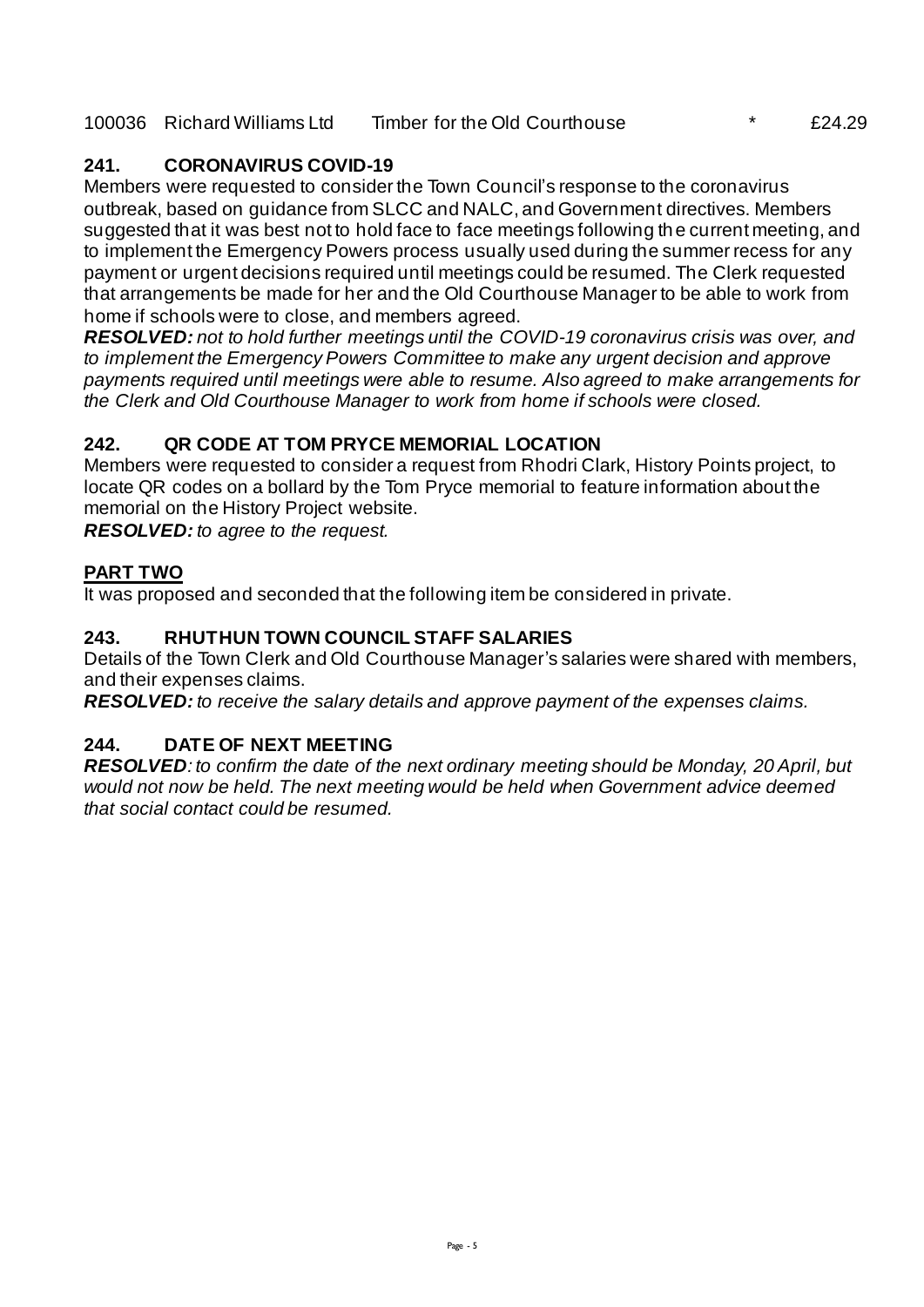| | | | | |
|---|---|---|---|---|
| 100036 | Richard Williams Ltd | Timber for the Old Courthouse | * | £24.29 |

## 241. CORONAVIRUS COVID-19

Members were requested to consider the Town Council's response to the coronavirus outbreak, based on guidance from SLCC and NALC, and Government directives. Members suggested that it was best not to hold face to face meetings following the current meeting, and to implement the Emergency Powers process usually used during the summer recess for any payment or urgent decisions required until meetings could be resumed. The Clerk requested that arrangements be made for her and the Old Courthouse Manager to be able to work from home if schools were to close, and members agreed.

***RESOLVED:*** *not to hold further meetings until the COVID-19 coronavirus crisis was over, and to implement the Emergency Powers Committee to make any urgent decision and approve payments required until meetings were able to resume. Also agreed to make arrangements for the Clerk and Old Courthouse Manager to work from home if schools were closed.*

## 242. QR CODE AT TOM PRYCE MEMORIAL LOCATION

Members were requested to consider a request from Rhodri Clark, History Points project, to locate QR codes on a bollard by the Tom Pryce memorial to feature information about the memorial on the History Project website.

***RESOLVED:*** *to agree to the request.*

## PART TWO

It was proposed and seconded that the following item be considered in private.

## 243. RHUTHUN TOWN COUNCIL STAFF SALARIES

Details of the Town Clerk and Old Courthouse Manager's salaries were shared with members, and their expenses claims.

***RESOLVED:*** *to receive the salary details and approve payment of the expenses claims.*

## 244. DATE OF NEXT MEETING

***RESOLVED****: to confirm the date of the next ordinary meeting should be Monday, 20 April, but would not now be held. The next meeting would be held when Government advice deemed that social contact could be resumed.*